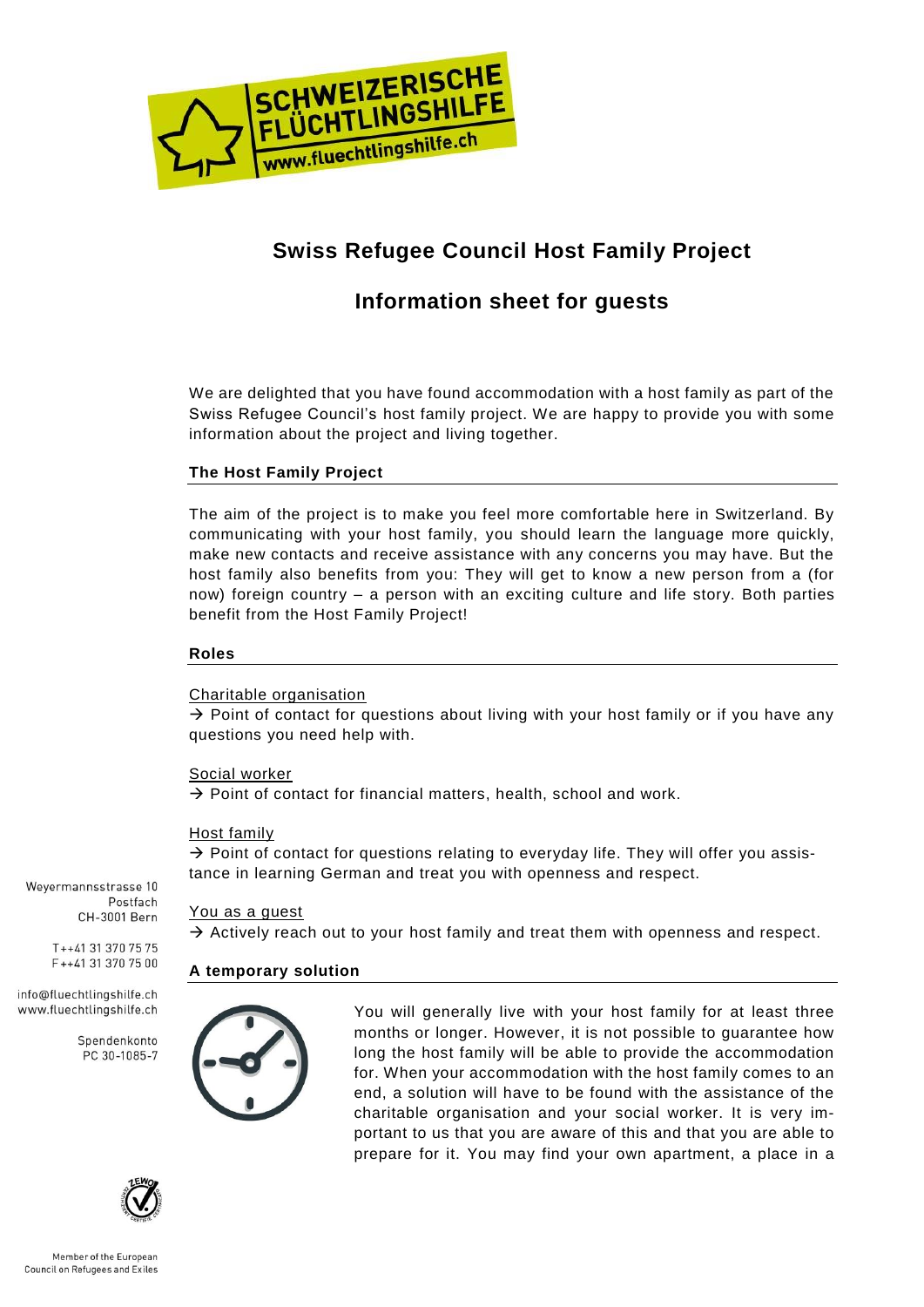# Swiss Refugee Council Host Family Project

## Information sheet for guests

We are delighted that you have found accommodation with a host family as part of the Swiss Refugee Council's host family project. We are happy to provide you with some information about the project and living together.

### The Host Family Project

The aim of the project is to make you feel more comfortable here in Switzerland. By communicating with your host family, you should learn the language more quickly, make new contacts and receive assistance with any concerns you may have. But the host family also benefits from you: They will get to know a new person from a (for now) foreign country – a person with an exciting culture and life story. Both parties benefit from the Host Family Project!

### Roles

Charitable organisation
→ Point of contact for questions about living with your host family or if you have any questions you need help with.

Social worker
→ Point of contact for financial matters, health, school and work.

Host family
→ Point of contact for questions relating to everyday life. They will offer you assistance in learning German and treat you with openness and respect.

You as a guest
→ Actively reach out to your host family and treat them with openness and respect.

### A temporary solution

You will generally live with your host family for at least three months or longer. However, it is not possible to guarantee how long the host family will be able to provide the accommodation for. When your accommodation with the host family comes to an end, a solution will have to be found with the assistance of the charitable organisation and your social worker. It is very important to us that you are aware of this and that you are able to prepare for it. You may find your own apartment, a place in a

Weyermannsstrasse 10
Postfach
CH-3001 Bern

T++41 31 370 75 75
F++41 31 370 75 00

info@fluechtlingshilfe.ch
www.fluechtlingshilfe.ch

Spendenkonto
PC 30-1085-7

Member of the European Council on Refugees and Exiles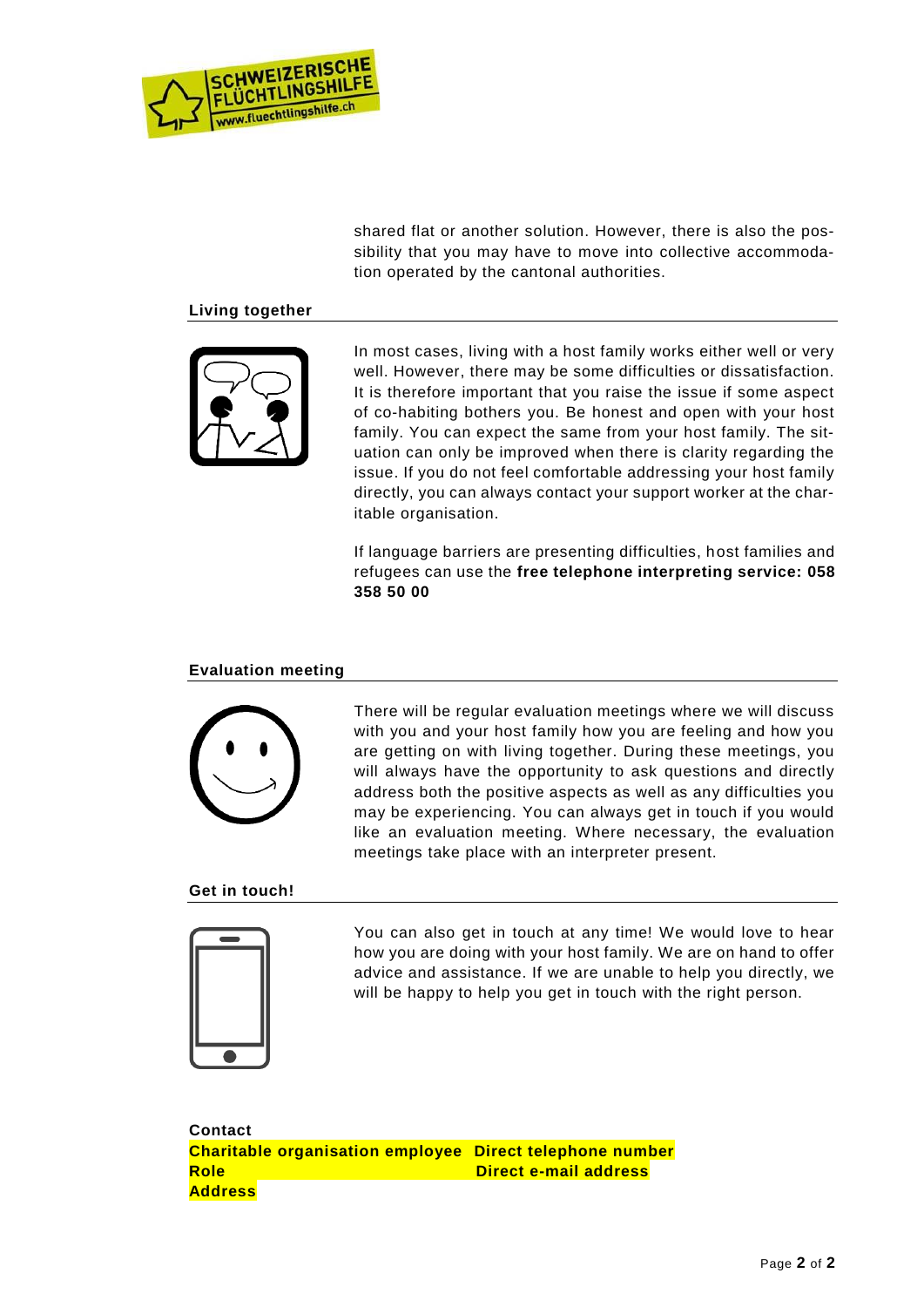shared flat or another solution. However, there is also the possibility that you may have to move into collective accommodation operated by the cantonal authorities.

## Living together

In most cases, living with a host family works either well or very well. However, there may be some difficulties or dissatisfaction. It is therefore important that you raise the issue if some aspect of co-habiting bothers you. Be honest and open with your host family. You can expect the same from your host family. The situation can only be improved when there is clarity regarding the issue. If you do not feel comfortable addressing your host family directly, you can always contact your support worker at the charitable organisation.

If language barriers are presenting difficulties, host families and refugees can use the **free telephone interpreting service: 058 358 50 00**

## Evaluation meeting

There will be regular evaluation meetings where we will discuss with you and your host family how you are feeling and how you are getting on with living together. During these meetings, you will always have the opportunity to ask questions and directly address both the positive aspects as well as any difficulties you may be experiencing. You can always get in touch if you would like an evaluation meeting. Where necessary, the evaluation meetings take place with an interpreter present.

## Get in touch!

You can also get in touch at any time! We would love to hear how you are doing with your host family. We are on hand to offer advice and assistance. If we are unable to help you directly, we will be happy to help you get in touch with the right person.

**Contact**

| | |
|---|---|
| **Charitable organisation employee** | **Direct telephone number** |
| **Role** | **Direct e-mail address** |
| **Address** | |